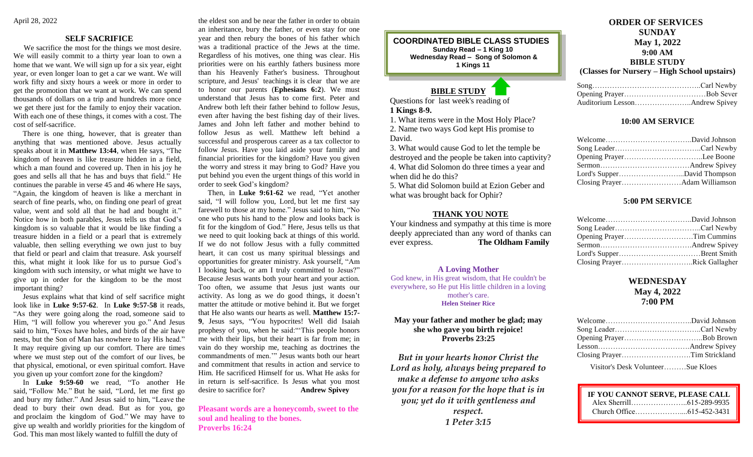April 28, 2022

## SELF SACRIFICE

We sacrifice the most for the things we most desire. We will easily commit to a thirty year loan to own a home that we want. We will sign up for a six year, eight year, or even longer loan to get a car we want. We will work fifty and sixty hours a week or more in order to get the promotion that we want at work. We can spend thousands of dollars on a trip and hundreds more once we get there just for the family to enjoy their vacation. With each one of these things, it comes with a cost. The cost of self-sacrifice.

There is one thing, however, that is greater than anything that was mentioned above. Jesus actually speaks about it in **Matthew 13:44**, when He says, "The kingdom of heaven is like treasure hidden in a field, which a man found and covered up. Then in his joy he goes and sells all that he has and buys that field." He continues the parable in verse 45 and 46 where He says, "Again, the kingdom of heaven is like a merchant in search of fine pearls, who, on finding one pearl of great value, went and sold all that he had and bought it." Notice how in both parables, Jesus tells us that God's kingdom is so valuable that it would be like finding a treasure hidden in a field or a pearl that is extremely valuable, then selling everything we own just to buy that field or pearl and claim that treasure. Ask yourself this, what might it look like for us to pursue God's kingdom with such intensity, or what might we have to give up in order for the kingdom to be the most important thing?

Jesus explains what that kind of self sacrifice might look like in **Luke 9:57-62**. In **Luke 9:57-58** it reads, "As they were going along the road, someone said to Him, "I will follow you wherever you go." And Jesus said to him, "Foxes have holes, and birds of the air have nests, but the Son of Man has nowhere to lay His head." It may require giving up our comfort. There are times where we must step out of the comfort of our lives, be that physical, emotional, or even spiritual comfort. Have you given up your comfort zone for the kingdom?

In **Luke 9:59-60** we read, "To another He said, "Follow Me." But he said, "Lord, let me first go and bury my father." And Jesus said to him, "Leave the dead to bury their own dead. But as for you, go and proclaim the kingdom of God." We may have to give up wealth and worldly priorities for the kingdom of God. This man most likely wanted to fulfill the duty of the eldest son and be near the father in order to obtain an inheritance, bury the father, or even stay for one year and then rebury the bones of his father which was a traditional practice of the Jews at the time. Regardless of his motives, one thing was clear. His priorities were on his earthly fathers business more than his Heavenly Father's business. Throughout scripture, and Jesus' teachings it is clear that we are to honor our parents (**Ephesians 6:2**). We must understand that Jesus has to come first. Peter and Andrew both left their father behind to follow Jesus, even after having the best fishing day of their lives. James and John left father and mother behind to follow Jesus as well. Matthew left behind a successful and prosperous career as a tax collector to follow Jesus. Have you laid aside your family and financial priorities for the kingdom? Have you given the worry and stress it may bring to God? Have you put behind you even the urgent things of this world in order to seek God's kingdom?

Then, in **Luke 9:61-62** we read, "Yet another said, "I will follow you, Lord, but let me first say farewell to those at my home." Jesus said to him, "No one who puts his hand to the plow and looks back is fit for the kingdom of God." Here, Jesus tells us that we need to quit looking back at things of this world. If we do not follow Jesus with a fully committed heart, it can cost us many spiritual blessings and opportunities for greater ministry. Ask yourself, "Am I looking back, or am I truly committed to Jesus?" Because Jesus wants both your heart and your action. Too often, we assume that Jesus just wants our activity. As long as we do good things, it doesn't matter the attitude or motive behind it. But we forget that He also wants our hearts as well. **Matthew 15:7-9**, Jesus says, "You hypocrites! Well did Isaiah prophesy of you, when he said:"'This people honors me with their lips, but their heart is far from me; in vain do they worship me, teaching as doctrines the commandments of men.'" Jesus wants both our heart and commitment that results in action and service to Him. He sacrificed Himself for us. What He asks for in return is self-sacrifice. Is Jesus what you most desire to sacrifice for? **Andrew Spivey**

**Pleasant words are a honeycomb, sweet to the soul and healing to the bones.**
**Proverbs 16:24**

## COORDINATED BIBLE CLASS STUDIES

**Sunday Read – 1 King 10**
**Wednesday Read – Song of Solomon & 1 Kings 11**

## BIBLE STUDY

Questions for last week's reading of
**1 Kings 8-9.**

1. What items were in the Most Holy Place?
2. Name two ways God kept His promise to David.
3. What would cause God to let the temple be destroyed and the people be taken into captivity?
4. What did Solomon do three times a year and when did he do this?
5. What did Solomon build at Ezion Geber and what was brought back for Ophir?

## THANK YOU NOTE

Your kindness and sympathy at this time is more deeply appreciated than any word of thanks can ever express. **The Oldham Family**

**A Loving Mother**

God knew, in His great wisdom, that He couldn't be everywhere, so He put His little children in a loving mother's care.
**Helen Steiner Rice**

**May your father and mother be glad; may she who gave you birth rejoice!**
**Proverbs 23:25**

*But in your hearts honor Christ the Lord as holy, always being prepared to make a defense to anyone who asks you for a reason for the hope that is in you; yet do it with gentleness and respect.*
*1 Peter 3:15*

## ORDER OF SERVICES
## SUNDAY
## May 1, 2022
## 9:00 AM
## BIBLE STUDY
**(Classes for Nursery – High School upstairs)**

Song……………………………………Carl Newby
Opening Prayer…………………………Bob Sever
Auditorium Lesson…………………Andrew Spivey

### 10:00 AM SERVICE

Welcome……………………………David Johnson
Song Leader……………………………Carl Newby
Opening Prayer……………………………Lee Boone
Sermon………………………………Andrew Spivey
Lord's Supper………………………David Thompson
Closing Prayer……………………Adam Williamson

### 5:00 PM SERVICE

Welcome……………………………David Johnson
Song Leader……………………………Carl Newby
Opening Prayer………………………Tim Cummins
Sermon………………………………Andrew Spivey
Lord's Supper…………………………Brent Smith
Closing Prayer………………………Rick Gallagher

## WEDNESDAY
## May 4, 2022
## 7:00 PM

Welcome……………………………David Johnson
Song Leader……………………………Carl Newby
Opening Prayer……………………………Bob Brown
Lesson………………………………Andrew Spivey
Closing Prayer………………………Tim Strickland

Visitor's Desk Volunteer………Sue Kloes

**IF YOU CANNOT SERVE, PLEASE CALL**
Alex Sherrill…………………..615-289-9935
Church Office………………...615-452-3431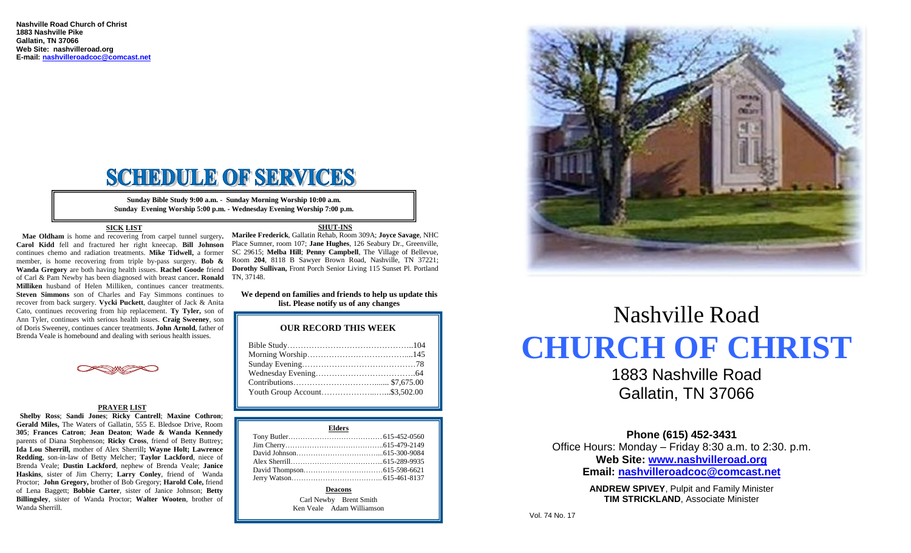**Nashville Road Church of Christ**
**1883 Nashville Pike**
**Gallatin, TN 37066**
**Web Site: nashvilleroad.org**
**E-mail: nashvilleroadcoc@comcast.net**

# SCHEDULE OF SERVICES

**Sunday Bible Study 9:00 a.m. - Sunday Morning Worship 10:00 a.m.**
**Sunday Evening Worship 5:00 p.m. - Wednesday Evening Worship 7:00 p.m.**

## SICK LIST

**Mae Oldham** is home and recovering from carpel tunnel surgery**. Carol Kidd** fell and fractured her right kneecap. **Bill Johnson** continues chemo and radiation treatments. **Mike Tidwell,** a former member, is home recovering from triple by-pass surgery. **Bob & Wanda Gregory** are both having health issues. **Rachel Goode** friend of Carl & Pam Newby has been diagnosed with breast cancer**. Ronald Milliken** husband of Helen Milliken, continues cancer treatments. **Steven Simmons** son of Charles and Fay Simmons continues to recover from back surgery. **Vycki Puckett**, daughter of Jack & Anita Cato, continues recovering from hip replacement. **Ty Tyler,** son of Ann Tyler, continues with serious health issues. **Craig Sweeney**, son of Doris Sweeney, continues cancer treatments. **John Arnold**, father of Brenda Veale is homebound and dealing with serious health issues.

## PRAYER LIST

**Shelby Ross**; **Sandi Jones**; **Ricky Cantrell**; **Maxine Cothron**; **Gerald Miles,** The Waters of Gallatin, 555 E. Bledsoe Drive, Room **305**; **Frances Catron**; **Jean Deaton**; **Wade & Wanda Kennedy** parents of Diana Stephenson; **Ricky Cross**, friend of Betty Buttrey; **Ida Lou Sherrill,** mother of Alex Sherrill**; Wayne Holt; Lawrence Redding**, son-in-law of Betty Melcher; **Taylor Lackford**, niece of Brenda Veale; **Dustin Lackford**, nephew of Brenda Veale; **Janice Haskins**, sister of Jim Cherry; **Larry Conley**, friend of Wanda Proctor; **John Gregory,** brother of Bob Gregory; **Harold Cole,** friend of Lena Baggett; **Bobbie Carter**, sister of Janice Johnson; **Betty Billingsley**, sister of Wanda Proctor; **Walter Wooten**, brother of Wanda Sherrill.

## SHUT-INS

**Marilee Frederick**, Gallatin Rehab, Room 309A; **Joyce Savage**, NHC Place Sumner, room 107; **Jane Hughes**, 126 Seabury Dr., Greenville, SC 29615; **Melba Hill**; **Penny Campbell**, The Village of Bellevue, Room **204**, 8118 B Sawyer Brown Road, Nashville, TN 37221; **Dorothy Sullivan,** Front Porch Senior Living 115 Sunset Pl. Portland TN, 37148.

**We depend on families and friends to help us update this list. Please notify us of any changes**

## OUR RECORD THIS WEEK

| | |
|---|---|
| Bible Study | 104 |
| Morning Worship | 145 |
| Sunday Evening | 78 |
| Wednesday Evening | 64 |
| Contributions | $7,675.00 |
| Youth Group Account | $3,502.00 |

## Elders

| | |
|---|---|
| Tony Butler | 615-452-0560 |
| Jim Cherry | 615-479-2149 |
| David Johnson | 615-300-9084 |
| Alex Sherrill | 615-289-9935 |
| David Thompson | 615-598-6621 |
| Jerry Watson | 615-461-8137 |

## Deacons

Carl Newby Brent Smith
Ken Veale Adam Williamson

# Nashville Road
# CHURCH OF CHRIST

1883 Nashville Road
Gallatin, TN 37066

**Phone (615) 452-3431**
Office Hours: Monday – Friday 8:30 a.m. to 2:30. p.m.
**Web Site: www.nashvilleroad.org**
**Email: nashvilleroadcoc@comcast.net**

**ANDREW SPIVEY**, Pulpit and Family Minister
**TIM STRICKLAND**, Associate Minister

Vol. 74 No. 17